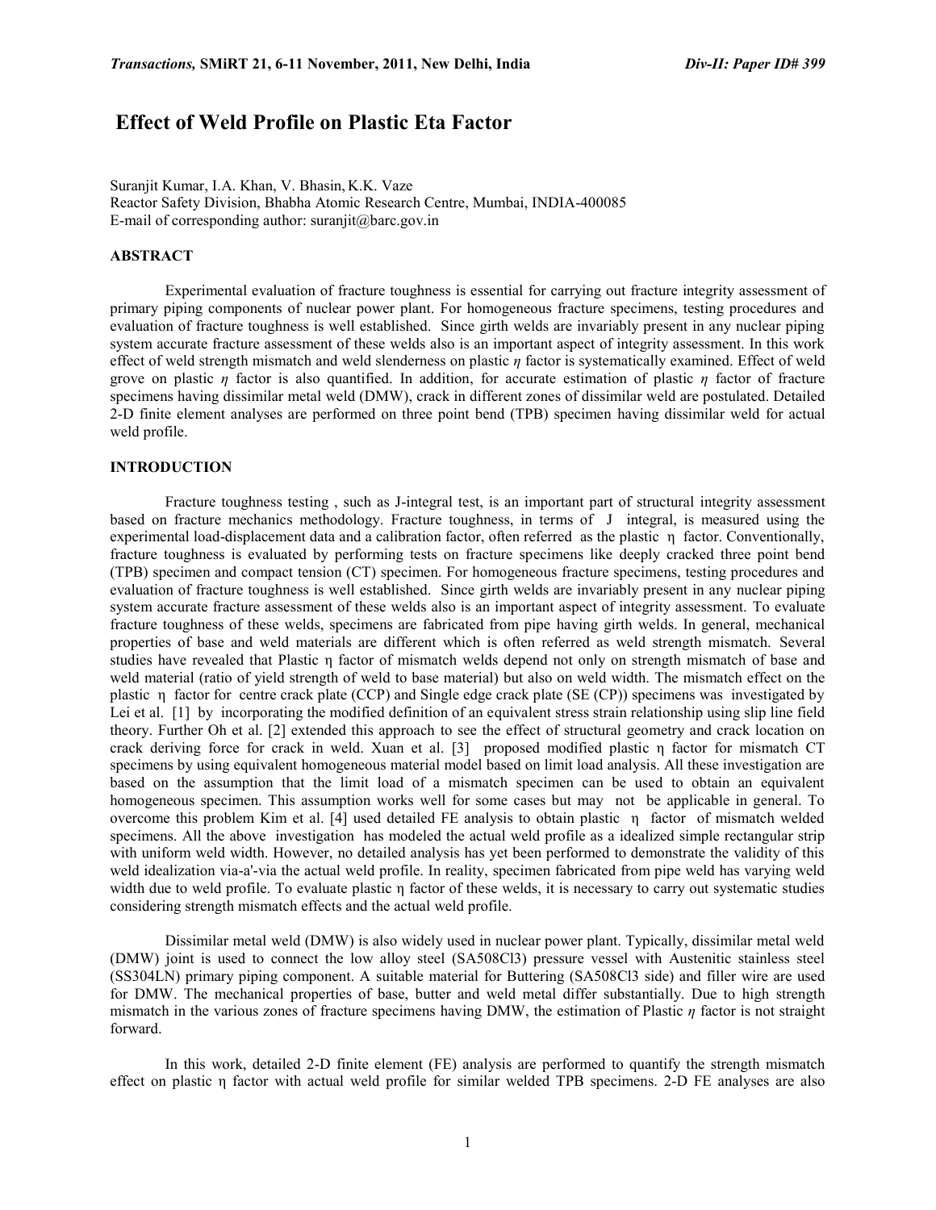# Effect of Weld Profile on Plastic Eta Factor

Suranjit Kumar, I.A. Khan, V. Bhasin, K.K. Vaze
Reactor Safety Division, Bhabha Atomic Research Centre, Mumbai, INDIA-400085
E-mail of corresponding author: suranjit@barc.gov.in

## ABSTRACT

Experimental evaluation of fracture toughness is essential for carrying out fracture integrity assessment of primary piping components of nuclear power plant. For homogeneous fracture specimens, testing procedures and evaluation of fracture toughness is well established. Since girth welds are invariably present in any nuclear piping system accurate fracture assessment of these welds also is an important aspect of integrity assessment. In this work effect of weld strength mismatch and weld slenderness on plastic $\eta$ factor is systematically examined. Effect of weld grove on plastic $\eta$ factor is also quantified. In addition, for accurate estimation of plastic $\eta$ factor of fracture specimens having dissimilar metal weld (DMW), crack in different zones of dissimilar weld are postulated. Detailed 2-D finite element analyses are performed on three point bend (TPB) specimen having dissimilar weld for actual weld profile.

## INTRODUCTION

Fracture toughness testing , such as J-integral test, is an important part of structural integrity assessment based on fracture mechanics methodology. Fracture toughness, in terms of J integral, is measured using the experimental load-displacement data and a calibration factor, often referred as the plastic $\eta$ factor. Conventionally, fracture toughness is evaluated by performing tests on fracture specimens like deeply cracked three point bend (TPB) specimen and compact tension (CT) specimen. For homogeneous fracture specimens, testing procedures and evaluation of fracture toughness is well established. Since girth welds are invariably present in any nuclear piping system accurate fracture assessment of these welds also is an important aspect of integrity assessment. To evaluate fracture toughness of these welds, specimens are fabricated from pipe having girth welds. In general, mechanical properties of base and weld materials are different which is often referred as weld strength mismatch. Several studies have revealed that Plastic $\eta$ factor of mismatch welds depend not only on strength mismatch of base and weld material (ratio of yield strength of weld to base material) but also on weld width. The mismatch effect on the plastic $\eta$ factor for centre crack plate (CCP) and Single edge crack plate (SE (CP)) specimens was investigated by Lei et al. [1] by incorporating the modified definition of an equivalent stress strain relationship using slip line field theory. Further Oh et al. [2] extended this approach to see the effect of structural geometry and crack location on crack deriving force for crack in weld. Xuan et al. [3] proposed modified plastic $\eta$ factor for mismatch CT specimens by using equivalent homogeneous material model based on limit load analysis. All these investigation are based on the assumption that the limit load of a mismatch specimen can be used to obtain an equivalent homogeneous specimen. This assumption works well for some cases but may not be applicable in general. To overcome this problem Kim et al. [4] used detailed FE analysis to obtain plastic $\eta$ factor of mismatch welded specimens. All the above investigation has modeled the actual weld profile as a idealized simple rectangular strip with uniform weld width. However, no detailed analysis has yet been performed to demonstrate the validity of this weld idealization via-a'-via the actual weld profile. In reality, specimen fabricated from pipe weld has varying weld width due to weld profile. To evaluate plastic $\eta$ factor of these welds, it is necessary to carry out systematic studies considering strength mismatch effects and the actual weld profile.

Dissimilar metal weld (DMW) is also widely used in nuclear power plant. Typically, dissimilar metal weld (DMW) joint is used to connect the low alloy steel (SA508Cl3) pressure vessel with Austenitic stainless steel (SS304LN) primary piping component. A suitable material for Buttering (SA508Cl3 side) and filler wire are used for DMW. The mechanical properties of base, butter and weld metal differ substantially. Due to high strength mismatch in the various zones of fracture specimens having DMW, the estimation of Plastic $\eta$ factor is not straight forward.

In this work, detailed 2-D finite element (FE) analysis are performed to quantify the strength mismatch effect on plastic $\eta$ factor with actual weld profile for similar welded TPB specimens. 2-D FE analyses are also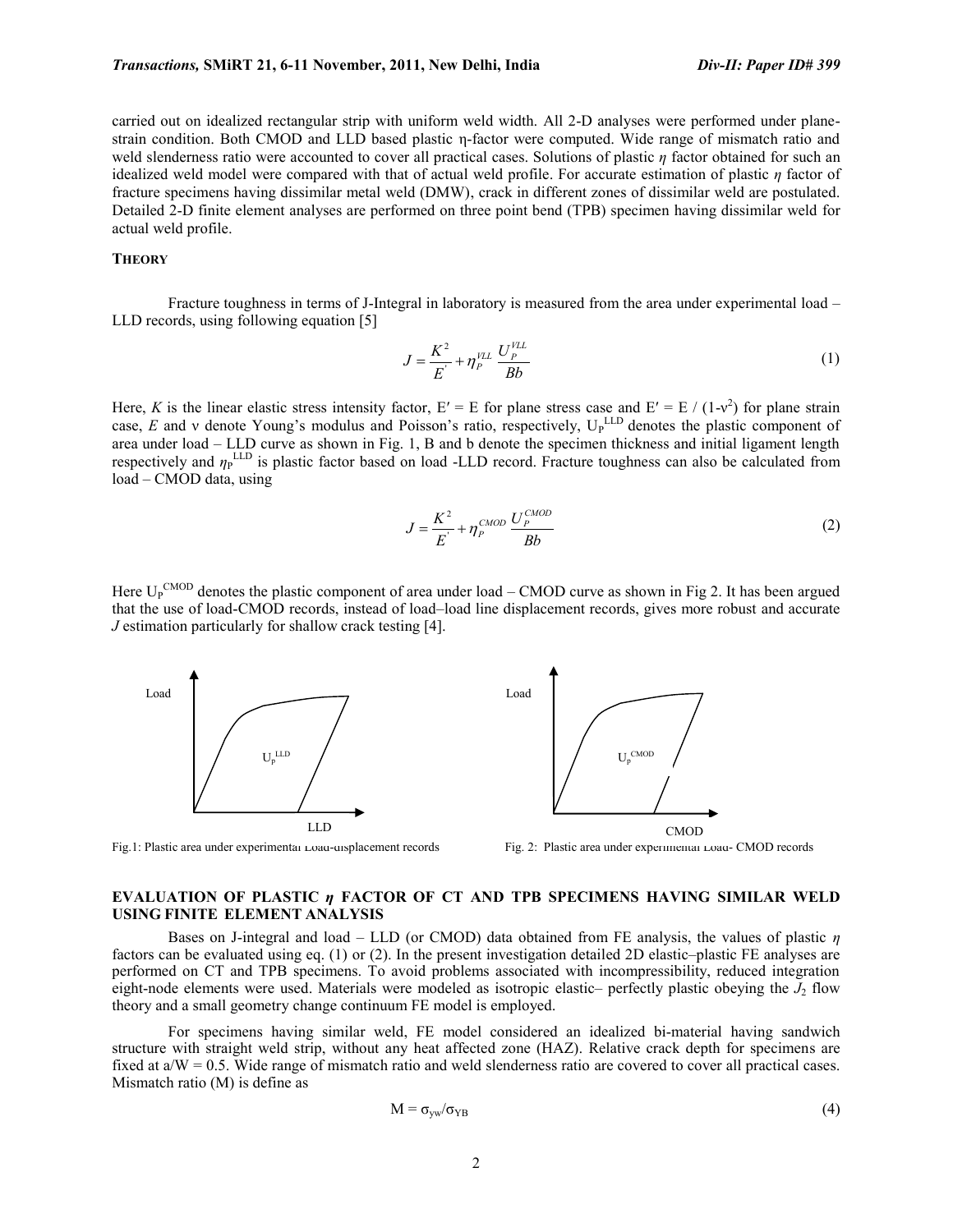carried out on idealized rectangular strip with uniform weld width. All 2-D analyses were performed under plane-strain condition. Both CMOD and LLD based plastic η-factor were computed. Wide range of mismatch ratio and weld slenderness ratio were accounted to cover all practical cases. Solutions of plastic *η* factor obtained for such an idealized weld model were compared with that of actual weld profile. For accurate estimation of plastic *η* factor of fracture specimens having dissimilar metal weld (DMW), crack in different zones of dissimilar weld are postulated. Detailed 2-D finite element analyses are performed on three point bend (TPB) specimen having dissimilar weld for actual weld profile.

## THEORY

Fracture toughness in terms of J-Integral in laboratory is measured from the area under experimental load – LLD records, using following equation [5]

$$J = \frac{K^2}{E^{'}} + \eta_P^{VLL} \frac{U_P^{VLL}}{Bb} \tag{1}$$

Here, *K* is the linear elastic stress intensity factor, E′ = E for plane stress case and E′ = E / (1-$\nu^2$) for plane strain case, *E* and ν denote Young's modulus and Poisson's ratio, respectively, $U_P^{LLD}$ denotes the plastic component of area under load – LLD curve as shown in Fig. 1, B and b denote the specimen thickness and initial ligament length respectively and $\eta_P^{LLD}$ is plastic factor based on load -LLD record. Fracture toughness can also be calculated from load – CMOD data, using

$$J = \frac{K^2}{E^{'}} + \eta_P^{CMOD} \frac{U_P^{CMOD}}{Bb} \tag{2}$$

Here $U_P^{CMOD}$ denotes the plastic component of area under load – CMOD curve as shown in Fig 2. It has been argued that the use of load-CMOD records, instead of load–load line displacement records, gives more robust and accurate *J* estimation particularly for shallow crack testing [4].

Load

$U_p^{LLD}$

LLD

Fig.1: Plastic area under experimental Load-displacement records

Load

$U_p^{CMOD}$

CMOD

Fig. 2: Plastic area under experimental Load- CMOD records

## EVALUATION OF PLASTIC *η* FACTOR OF CT AND TPB SPECIMENS HAVING SIMILAR WELD USING FINITE ELEMENT ANALYSIS

Bases on J-integral and load – LLD (or CMOD) data obtained from FE analysis, the values of plastic *η* factors can be evaluated using eq. (1) or (2). In the present investigation detailed 2D elastic–plastic FE analyses are performed on CT and TPB specimens. To avoid problems associated with incompressibility, reduced integration eight-node elements were used. Materials were modeled as isotropic elastic– perfectly plastic obeying the $J_2$ flow theory and a small geometry change continuum FE model is employed.

For specimens having similar weld, FE model considered an idealized bi-material having sandwich structure with straight weld strip, without any heat affected zone (HAZ). Relative crack depth for specimens are fixed at a/W = 0.5. Wide range of mismatch ratio and weld slenderness ratio are covered to cover all practical cases. Mismatch ratio (M) is define as

$$M = \sigma_{yw}/\sigma_{YB} \tag{4}$$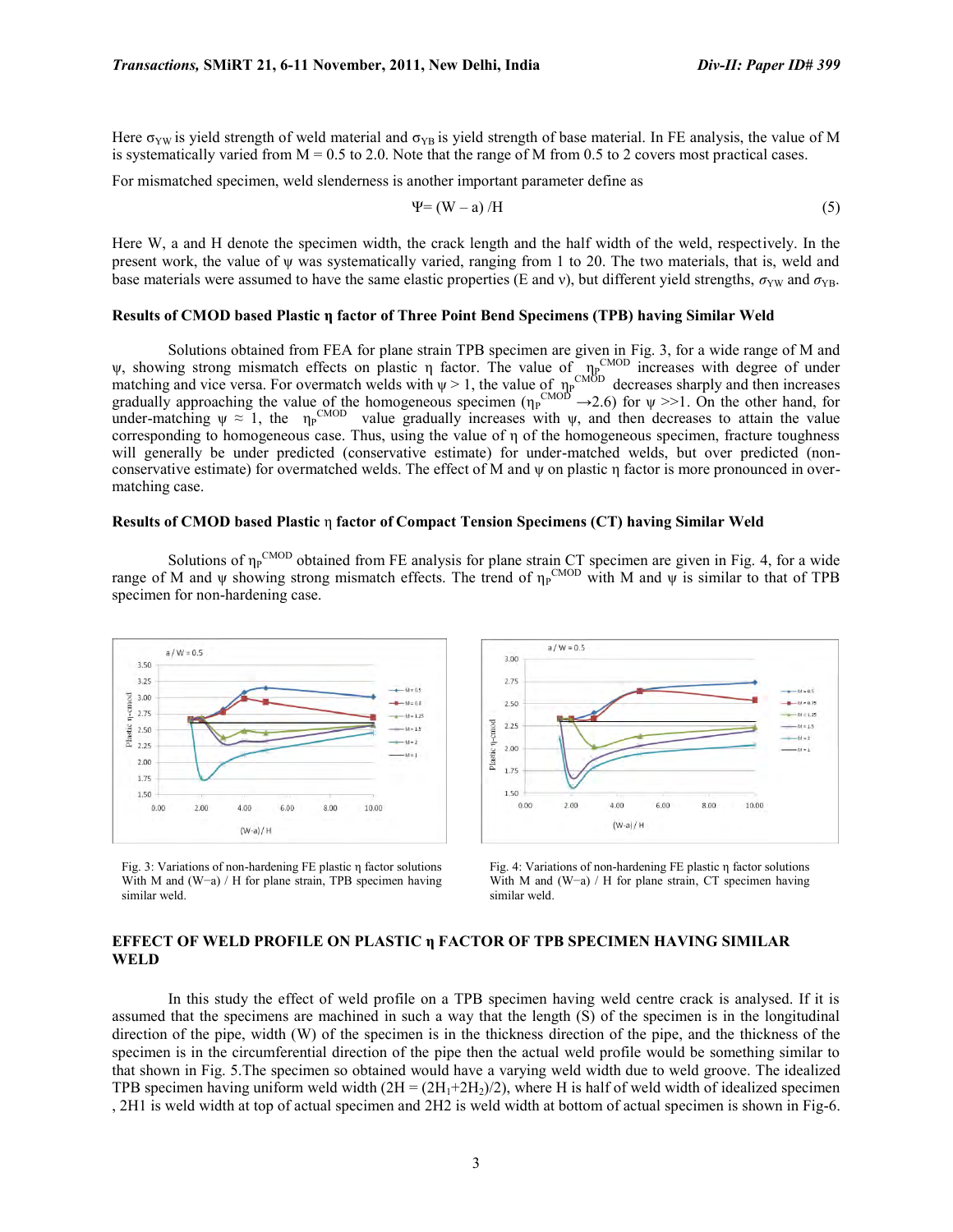Here $\sigma_{YW}$ is yield strength of weld material and $\sigma_{YB}$ is yield strength of base material. In FE analysis, the value of M is systematically varied from M = 0.5 to 2.0. Note that the range of M from 0.5 to 2 covers most practical cases.

For mismatched specimen, weld slenderness is another important parameter define as

$$\Psi = (W - a) / H \tag{5}$$

Here W, a and H denote the specimen width, the crack length and the half width of the weld, respectively. In the present work, the value of $\psi$ was systematically varied, ranging from 1 to 20. The two materials, that is, weld and base materials were assumed to have the same elastic properties (E and ν), but different yield strengths, $\sigma_{YW}$ and $\sigma_{YB}$.

### Results of CMOD based Plastic η factor of Three Point Bend Specimens (TPB) having Similar Weld

Solutions obtained from FEA for plane strain TPB specimen are given in Fig. 3, for a wide range of M and $\psi$, showing strong mismatch effects on plastic η factor. The value of $\eta_P^{CMOD}$ increases with degree of under matching and vice versa. For overmatch welds with $\psi > 1$, the value of $\eta_P^{CMOD}$ decreases sharply and then increases gradually approaching the value of the homogeneous specimen ($\eta_P^{CMOD} \rightarrow 2.6$) for $\psi >> 1$. On the other hand, for under-matching $\psi \approx 1$, the $\eta_P^{CMOD}$ value gradually increases with $\psi$, and then decreases to attain the value corresponding to homogeneous case. Thus, using the value of η of the homogeneous specimen, fracture toughness will generally be under predicted (conservative estimate) for under-matched welds, but over predicted (non-conservative estimate) for overmatched welds. The effect of M and $\psi$ on plastic η factor is more pronounced in over-matching case.

### Results of CMOD based Plastic η factor of Compact Tension Specimens (CT) having Similar Weld

Solutions of $\eta_P^{CMOD}$ obtained from FE analysis for plane strain CT specimen are given in Fig. 4, for a wide range of M and $\psi$ showing strong mismatch effects. The trend of $\eta_P^{CMOD}$ with M and $\psi$ is similar to that of TPB specimen for non-hardening case.

a / W = 0.5
Plastic η-cmod
(W-a) / H
M = 0.5, M = 0.8, M = 1.25, M = 1.5, M = 2, M = 1

Fig. 3: Variations of non-hardening FE plastic η factor solutions With M and (W−a) / H for plane strain, TPB specimen having similar weld.

a / W = 0.5
Plastic η-cmod
(W-a) / H
M = 0.5, M = 0.75, M = 1.25, M = 1.5, M = 2, M = 1

Fig. 4: Variations of non-hardening FE plastic η factor solutions With M and (W−a) / H for plane strain, CT specimen having similar weld.

## EFFECT OF WELD PROFILE ON PLASTIC η FACTOR OF TPB SPECIMEN HAVING SIMILAR WELD

In this study the effect of weld profile on a TPB specimen having weld centre crack is analysed. If it is assumed that the specimens are machined in such a way that the length (S) of the specimen is in the longitudinal direction of the pipe, width (W) of the specimen is in the thickness direction of the pipe, and the thickness of the specimen is in the circumferential direction of the pipe then the actual weld profile would be something similar to that shown in Fig. 5.The specimen so obtained would have a varying weld width due to weld groove. The idealized TPB specimen having uniform weld width ($2H = (2H_1+2H_2)/2$), where H is half of weld width of idealized specimen , 2H1 is weld width at top of actual specimen and 2H2 is weld width at bottom of actual specimen is shown in Fig-6.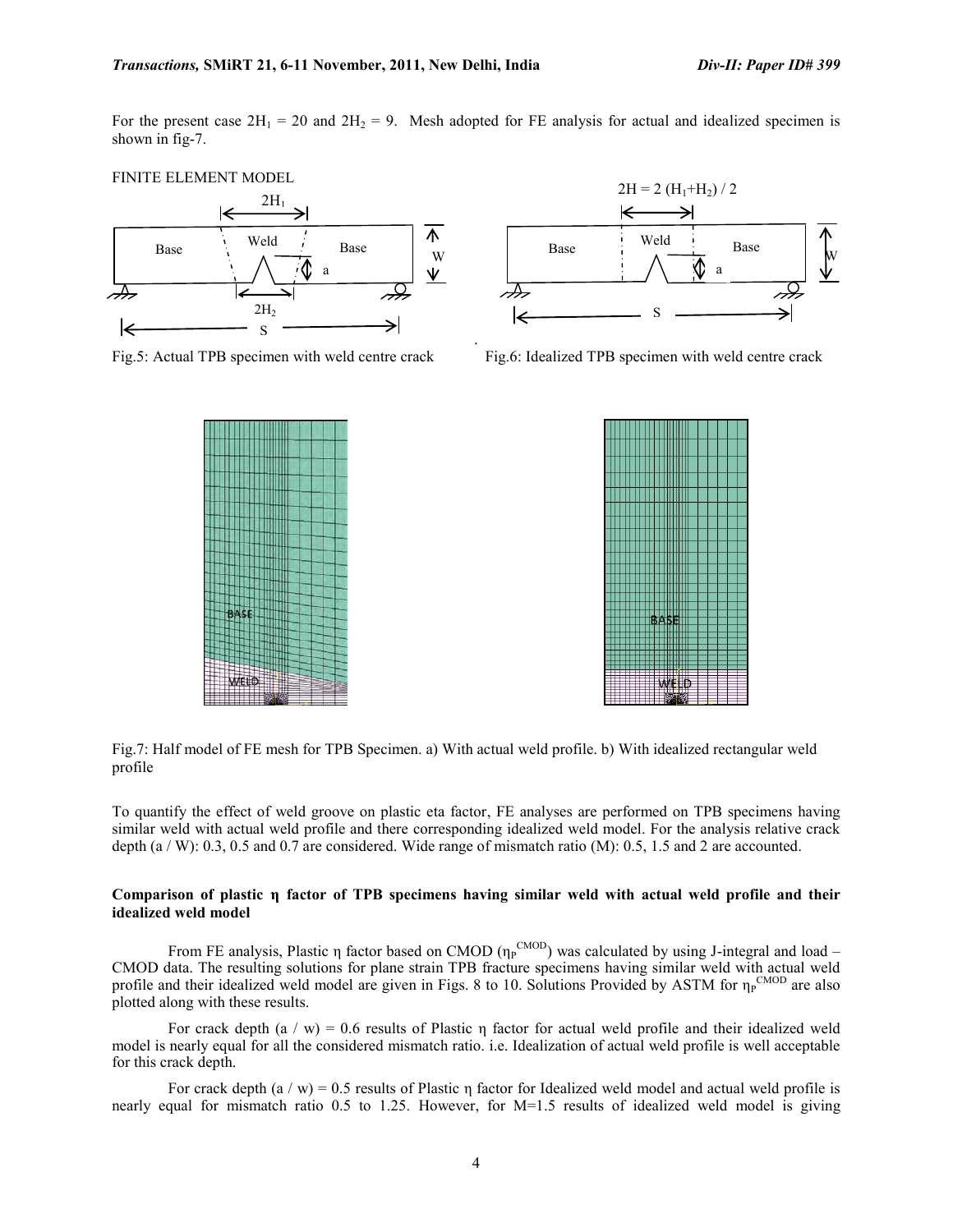For the present case $2H_1 = 20$ and $2H_2 = 9$. Mesh adopted for FE analysis for actual and idealized specimen is shown in fig-7.

FINITE ELEMENT MODEL

Fig.5: Actual TPB specimen with weld centre crack

Fig.6: Idealized TPB specimen with weld centre crack

Fig.7: Half model of FE mesh for TPB Specimen. a) With actual weld profile. b) With idealized rectangular weld profile

To quantify the effect of weld groove on plastic eta factor, FE analyses are performed on TPB specimens having similar weld with actual weld profile and there corresponding idealized weld model. For the analysis relative crack depth (a / W): 0.3, 0.5 and 0.7 are considered. Wide range of mismatch ratio (M): 0.5, 1.5 and 2 are accounted.

**Comparison of plastic η factor of TPB specimens having similar weld with actual weld profile and their idealized weld model**

From FE analysis, Plastic η factor based on CMOD ($\eta_P^{CMOD}$) was calculated by using J-integral and load – CMOD data. The resulting solutions for plane strain TPB fracture specimens having similar weld with actual weld profile and their idealized weld model are given in Figs. 8 to 10. Solutions Provided by ASTM for $\eta_P^{CMOD}$ are also plotted along with these results.

For crack depth (a / w) = 0.6 results of Plastic η factor for actual weld profile and their idealized weld model is nearly equal for all the considered mismatch ratio. i.e. Idealization of actual weld profile is well acceptable for this crack depth.

For crack depth (a / w) = 0.5 results of Plastic η factor for Idealized weld model and actual weld profile is nearly equal for mismatch ratio 0.5 to 1.25. However, for M=1.5 results of idealized weld model is giving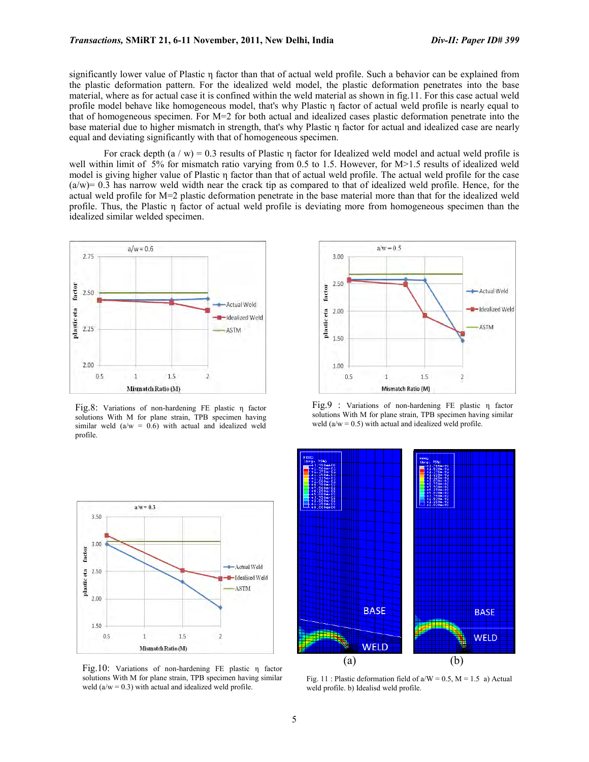significantly lower value of Plastic η factor than that of actual weld profile. Such a behavior can be explained from the plastic deformation pattern. For the idealized weld model, the plastic deformation penetrates into the base material, where as for actual case it is confined within the weld material as shown in fig.11. For this case actual weld profile model behave like homogeneous model, that's why Plastic η factor of actual weld profile is nearly equal to that of homogeneous specimen. For M=2 for both actual and idealized cases plastic deformation penetrate into the base material due to higher mismatch in strength, that's why Plastic η factor for actual and idealized case are nearly equal and deviating significantly with that of homogeneous specimen.

For crack depth (a / w) = 0.3 results of Plastic η factor for Idealized weld model and actual weld profile is well within limit of 5% for mismatch ratio varying from 0.5 to 1.5. However, for M>1.5 results of idealized weld model is giving higher value of Plastic η factor than that of actual weld profile. The actual weld profile for the case (a/w)= 0.3 has narrow weld width near the crack tip as compared to that of idealized weld profile. Hence, for the actual weld profile for M=2 plastic deformation penetrate in the base material more than that for the idealized weld profile. Thus, the Plastic η factor of actual weld profile is deviating more from homogeneous specimen than the idealized similar welded specimen.

a/w = 0.6
plastic eta factor
2.75
2.50
2.25
2.00
0.5 1 1.5 2
Mismatch Ratio (M)
Actual Weld
Idealized Weld
ASTM

Fig.8: Variations of non-hardening FE plastic η factor solutions With M for plane strain, TPB specimen having similar weld (a/w = 0.6) with actual and idealized weld profile.

a/w = 0.5
plastic eta factor
3.00
2.50
2.00
1.50
1.00
0.5 1 1.5 2
Mismatch Ratio (M)
Actual Weld
Idealized Weld
ASTM

Fig.9 : Variations of non-hardening FE plastic η factor solutions With M for plane strain, TPB specimen having similar weld (a/w = 0.5) with actual and idealized weld profile.

a/w = 0.3
plastic eta factor
3.50
3.00
2.50
2.00
1.50
0.5 1 1.5 2
Mismatch Ratio (M)
Actual Weld
Idealised Weld
ASTM

Fig.10: Variations of non-hardening FE plastic η factor solutions With M for plane strain, TPB specimen having similar weld (a/w = 0.3) with actual and idealized weld profile.

BASE
WELD
(a)
BASE
WELD
(b)

Fig. 11 : Plastic deformation field of a/W = 0.5, M = 1.5 a) Actual weld profile. b) Idealisd weld profile.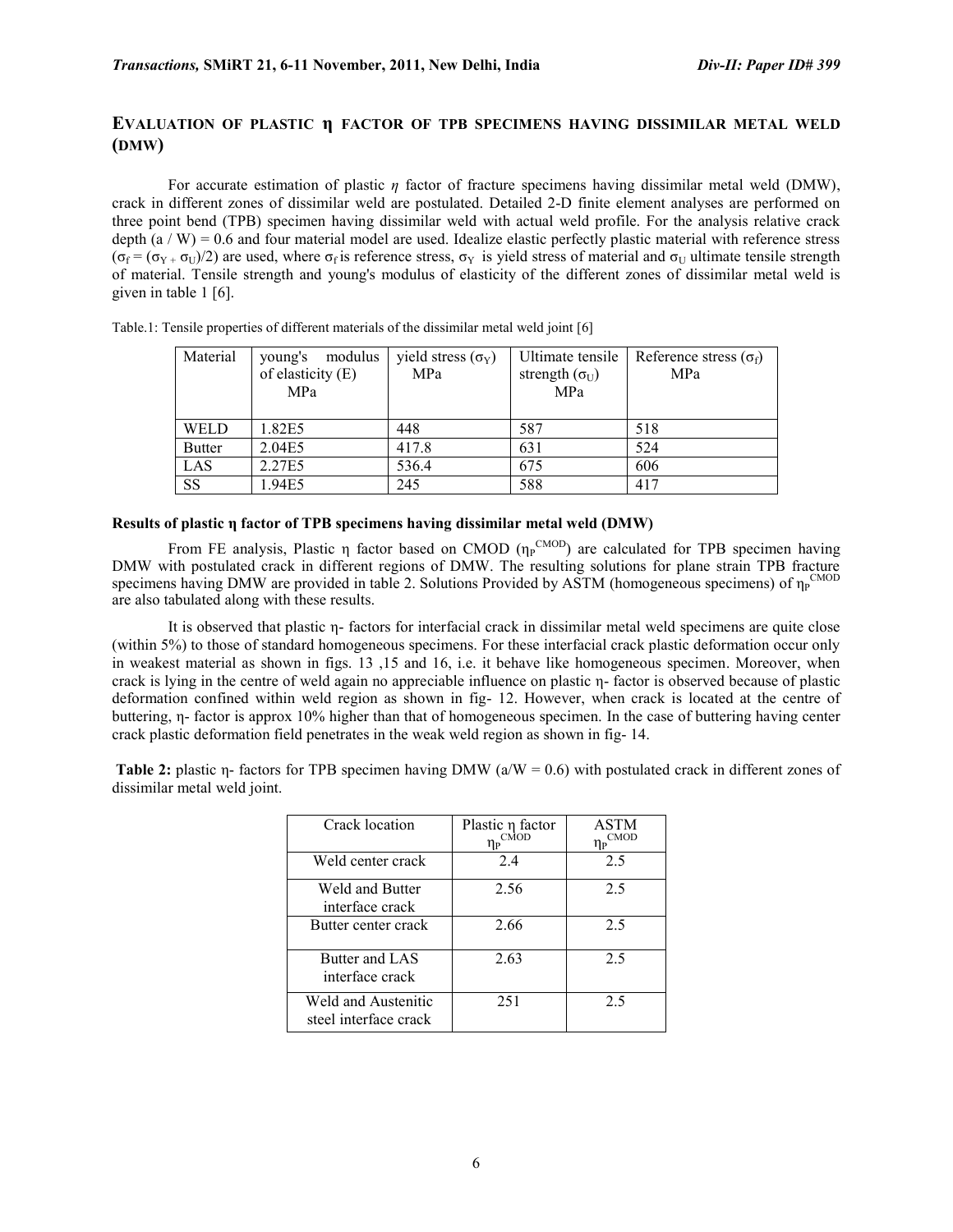## EVALUATION OF PLASTIC η FACTOR OF TPB SPECIMENS HAVING DISSIMILAR METAL WELD (DMW)

For accurate estimation of plastic *η* factor of fracture specimens having dissimilar metal weld (DMW), crack in different zones of dissimilar weld are postulated. Detailed 2-D finite element analyses are performed on three point bend (TPB) specimen having dissimilar weld with actual weld profile. For the analysis relative crack depth (a / W) = 0.6 and four material model are used. Idealize elastic perfectly plastic material with reference stress ($\sigma_f = (\sigma_Y + \sigma_U)/2$) are used, where $\sigma_f$ is reference stress, $\sigma_Y$ is yield stress of material and $\sigma_U$ ultimate tensile strength of material. Tensile strength and young's modulus of elasticity of the different zones of dissimilar metal weld is given in table 1 [6].

Table.1: Tensile properties of different materials of the dissimilar metal weld joint [6]

| Material | young's modulus of elasticity (E) MPa | yield stress ($\sigma_Y$) MPa | Ultimate tensile strength ($\sigma_U$) MPa | Reference stress ($\sigma_f$) MPa |
|---|---|---|---|---|
| WELD | 1.82E5 | 448 | 587 | 518 |
| Butter | 2.04E5 | 417.8 | 631 | 524 |
| LAS | 2.27E5 | 536.4 | 675 | 606 |
| SS | 1.94E5 | 245 | 588 | 417 |

**Results of plastic η factor of TPB specimens having dissimilar metal weld (DMW)**

From FE analysis, Plastic η factor based on CMOD ($\eta_P^{CMOD}$) are calculated for TPB specimen having DMW with postulated crack in different regions of DMW. The resulting solutions for plane strain TPB fracture specimens having DMW are provided in table 2. Solutions Provided by ASTM (homogeneous specimens) of $\eta_P^{CMOD}$ are also tabulated along with these results.

It is observed that plastic η- factors for interfacial crack in dissimilar metal weld specimens are quite close (within 5%) to those of standard homogeneous specimens. For these interfacial crack plastic deformation occur only in weakest material as shown in figs. 13 ,15 and 16, i.e. it behave like homogeneous specimen. Moreover, when crack is lying in the centre of weld again no appreciable influence on plastic η- factor is observed because of plastic deformation confined within weld region as shown in fig- 12. However, when crack is located at the centre of buttering, η- factor is approx 10% higher than that of homogeneous specimen. In the case of buttering having center crack plastic deformation field penetrates in the weak weld region as shown in fig- 14.

**Table 2:** plastic η- factors for TPB specimen having DMW (a/W = 0.6) with postulated crack in different zones of dissimilar metal weld joint.

| Crack location | Plastic η factor $\eta_P^{CMOD}$ | ASTM $\eta_P^{CMOD}$ |
|---|---|---|
| Weld center crack | 2.4 | 2.5 |
| Weld and Butter interface crack | 2.56 | 2.5 |
| Butter center crack | 2.66 | 2.5 |
| Butter and LAS interface crack | 2.63 | 2.5 |
| Weld and Austenitic steel interface crack | 251 | 2.5 |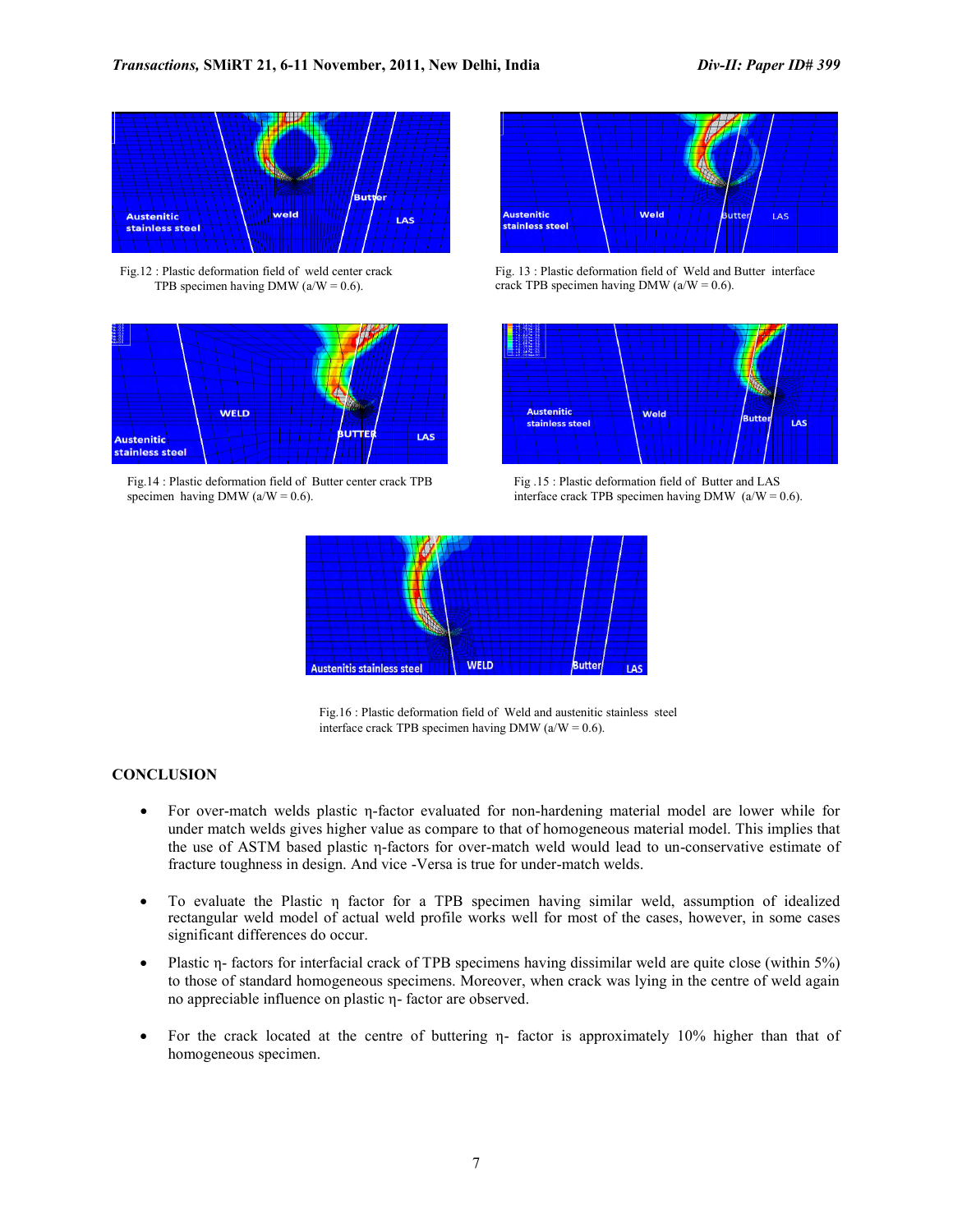Austenitic stainless steel

weld

Butter

LAS

Fig.12 : Plastic deformation field of weld center crack TPB specimen having DMW (a/W = 0.6).

Austenitic stainless steel

Weld

Butter

LAS

Fig. 13 : Plastic deformation field of Weld and Butter interface crack TPB specimen having DMW (a/W = 0.6).

WELD

Austenitic stainless steel

BUTTER

LAS

Fig.14 : Plastic deformation field of Butter center crack TPB specimen having DMW (a/W = 0.6).

Austenitic stainless steel

Weld

Butter

LAS

Fig .15 : Plastic deformation field of Butter and LAS interface crack TPB specimen having DMW (a/W = 0.6).

Austenitis stainless steel

WELD

Butter

LAS

Fig.16 : Plastic deformation field of Weld and austenitic stainless steel interface crack TPB specimen having DMW (a/W = 0.6).

## CONCLUSION

- For over-match welds plastic η-factor evaluated for non-hardening material model are lower while for under match welds gives higher value as compare to that of homogeneous material model. This implies that the use of ASTM based plastic η-factors for over-match weld would lead to un-conservative estimate of fracture toughness in design. And vice -Versa is true for under-match welds.

- To evaluate the Plastic η factor for a TPB specimen having similar weld, assumption of idealized rectangular weld model of actual weld profile works well for most of the cases, however, in some cases significant differences do occur.

- Plastic η- factors for interfacial crack of TPB specimens having dissimilar weld are quite close (within 5%) to those of standard homogeneous specimens. Moreover, when crack was lying in the centre of weld again no appreciable influence on plastic η- factor are observed.

- For the crack located at the centre of buttering η- factor is approximately 10% higher than that of homogeneous specimen.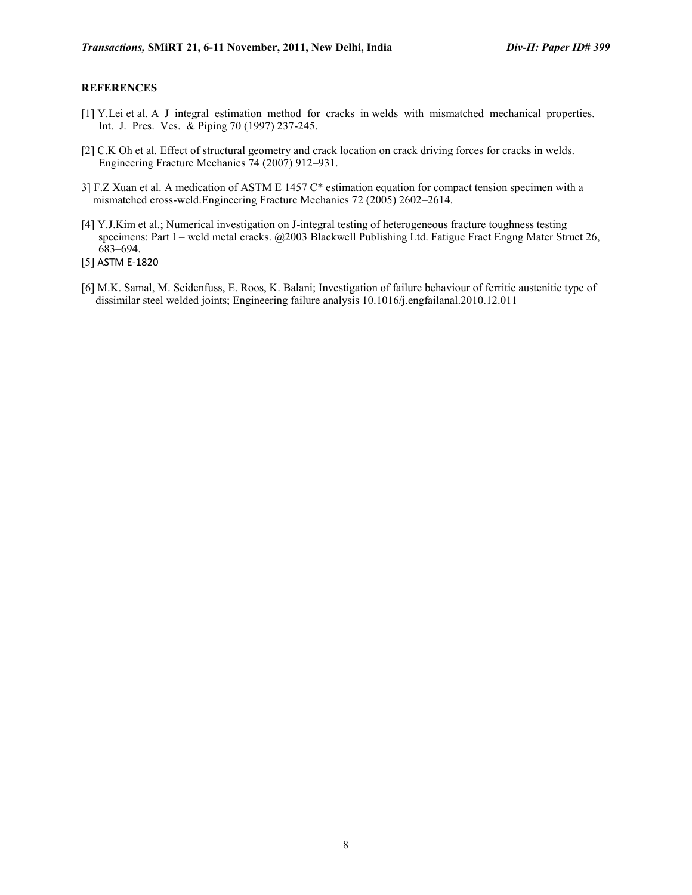**REFERENCES**

[1] Y.Lei et al. A J integral estimation method for cracks in welds with mismatched mechanical properties. Int. J. Pres. Ves. & Piping 70 (1997) 237-245.

[2] C.K Oh et al. Effect of structural geometry and crack location on crack driving forces for cracks in welds. Engineering Fracture Mechanics 74 (2007) 912–931.

3] F.Z Xuan et al. A medication of ASTM E 1457 C* estimation equation for compact tension specimen with a mismatched cross-weld.Engineering Fracture Mechanics 72 (2005) 2602–2614.

[4] Y.J.Kim et al.; Numerical investigation on J-integral testing of heterogeneous fracture toughness testing specimens: Part I – weld metal cracks. @2003 Blackwell Publishing Ltd. Fatigue Fract Engng Mater Struct 26, 683–694.

[5] ASTM E-1820

[6] M.K. Samal, M. Seidenfuss, E. Roos, K. Balani; Investigation of failure behaviour of ferritic austenitic type of dissimilar steel welded joints; Engineering failure analysis 10.1016/j.engfailanal.2010.12.011